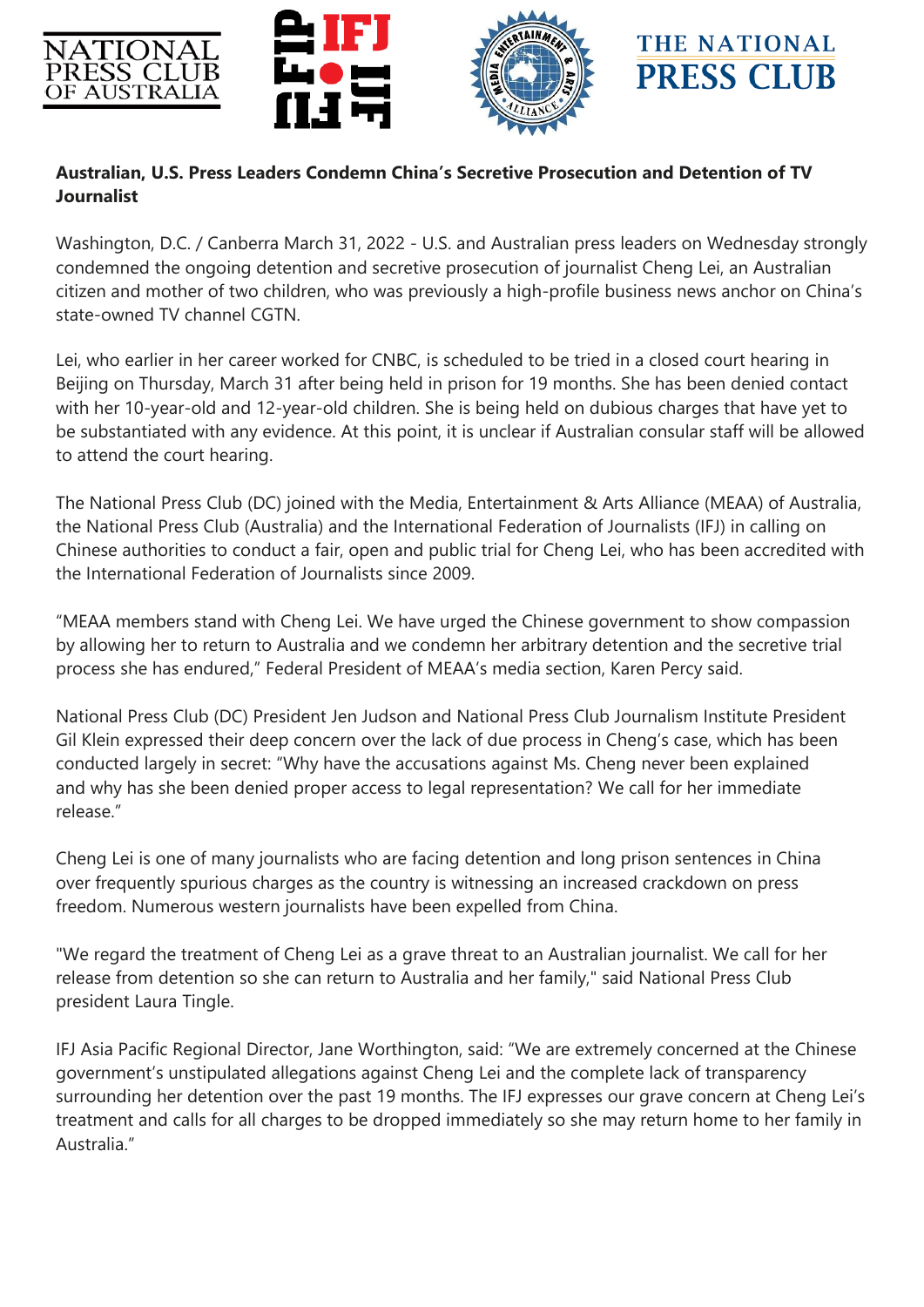**Australian, U.S. Press Leaders Condemn China's Secretive Prosecution and Detention of TV Journalist**

Washington, D.C. / Canberra March 31, 2022 - U.S. and Australian press leaders on Wednesday strongly condemned the ongoing detention and secretive prosecution of journalist Cheng Lei, an Australian citizen and mother of two children, who was previously a high-profile business news anchor on China's state-owned TV channel CGTN.

Lei, who earlier in her career worked for CNBC, is scheduled to be tried in a closed court hearing in Beijing on Thursday, March 31 after being held in prison for 19 months. She has been denied contact with her 10-year-old and 12-year-old children. She is being held on dubious charges that have yet to be substantiated with any evidence. At this point, it is unclear if Australian consular staff will be allowed to attend the court hearing.

The National Press Club (DC) joined with the Media, Entertainment & Arts Alliance (MEAA) of Australia, the National Press Club (Australia) and the International Federation of Journalists (IFJ) in calling on Chinese authorities to conduct a fair, open and public trial for Cheng Lei, who has been accredited with the International Federation of Journalists since 2009.

"MEAA members stand with Cheng Lei. We have urged the Chinese government to show compassion by allowing her to return to Australia and we condemn her arbitrary detention and the secretive trial process she has endured," Federal President of MEAA's media section, Karen Percy said.

National Press Club (DC) President Jen Judson and National Press Club Journalism Institute President Gil Klein expressed their deep concern over the lack of due process in Cheng's case, which has been conducted largely in secret: "Why have the accusations against Ms. Cheng never been explained and why has she been denied proper access to legal representation? We call for her immediate release."

Cheng Lei is one of many journalists who are facing detention and long prison sentences in China over frequently spurious charges as the country is witnessing an increased crackdown on press freedom. Numerous western journalists have been expelled from China.

"We regard the treatment of Cheng Lei as a grave threat to an Australian journalist. We call for her release from detention so she can return to Australia and her family," said National Press Club president Laura Tingle.

IFJ Asia Pacific Regional Director, Jane Worthington, said: "We are extremely concerned at the Chinese government's unstipulated allegations against Cheng Lei and the complete lack of transparency surrounding her detention over the past 19 months. The IFJ expresses our grave concern at Cheng Lei's treatment and calls for all charges to be dropped immediately so she may return home to her family in Australia."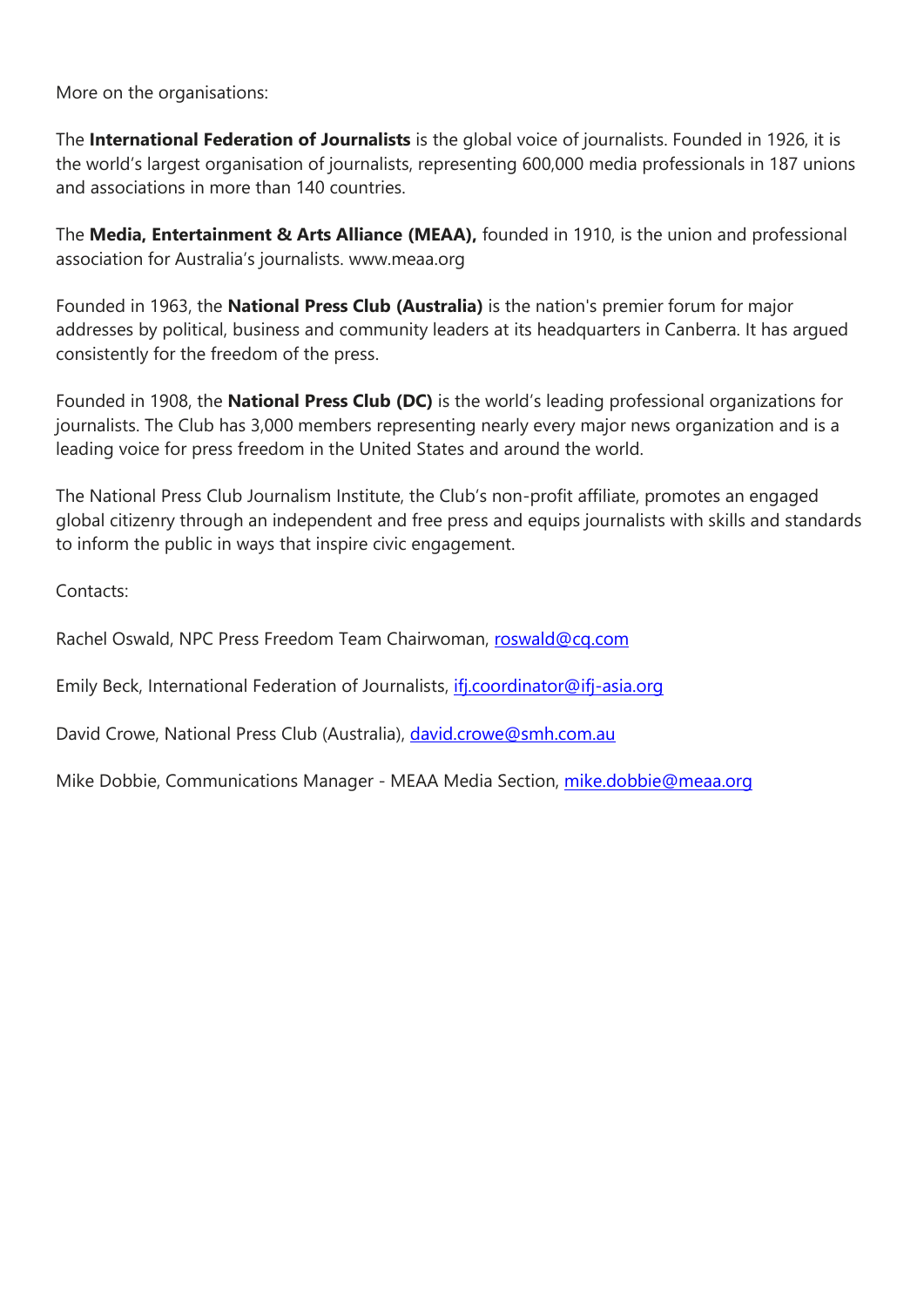More on the organisations:

The **International Federation of Journalists** is the global voice of journalists. Founded in 1926, it is the world's largest organisation of journalists, representing 600,000 media professionals in 187 unions and associations in more than 140 countries.

The **Media, Entertainment & Arts Alliance (MEAA),** founded in 1910, is the union and professional association for Australia's journalists. www.meaa.org

Founded in 1963, the **National Press Club (Australia)** is the nation's premier forum for major addresses by political, business and community leaders at its headquarters in Canberra. It has argued consistently for the freedom of the press.

Founded in 1908, the **National Press Club (DC)** is the world's leading professional organizations for journalists. The Club has 3,000 members representing nearly every major news organization and is a leading voice for press freedom in the United States and around the world.

The National Press Club Journalism Institute, the Club's non-profit affiliate, promotes an engaged global citizenry through an independent and free press and equips journalists with skills and standards to inform the public in ways that inspire civic engagement.

Contacts:

Rachel Oswald, NPC Press Freedom Team Chairwoman, roswald@cq.com

Emily Beck, International Federation of Journalists, ifj.coordinator@ifj-asia.org

David Crowe, National Press Club (Australia), david.crowe@smh.com.au

Mike Dobbie, Communications Manager - MEAA Media Section, mike.dobbie@meaa.org